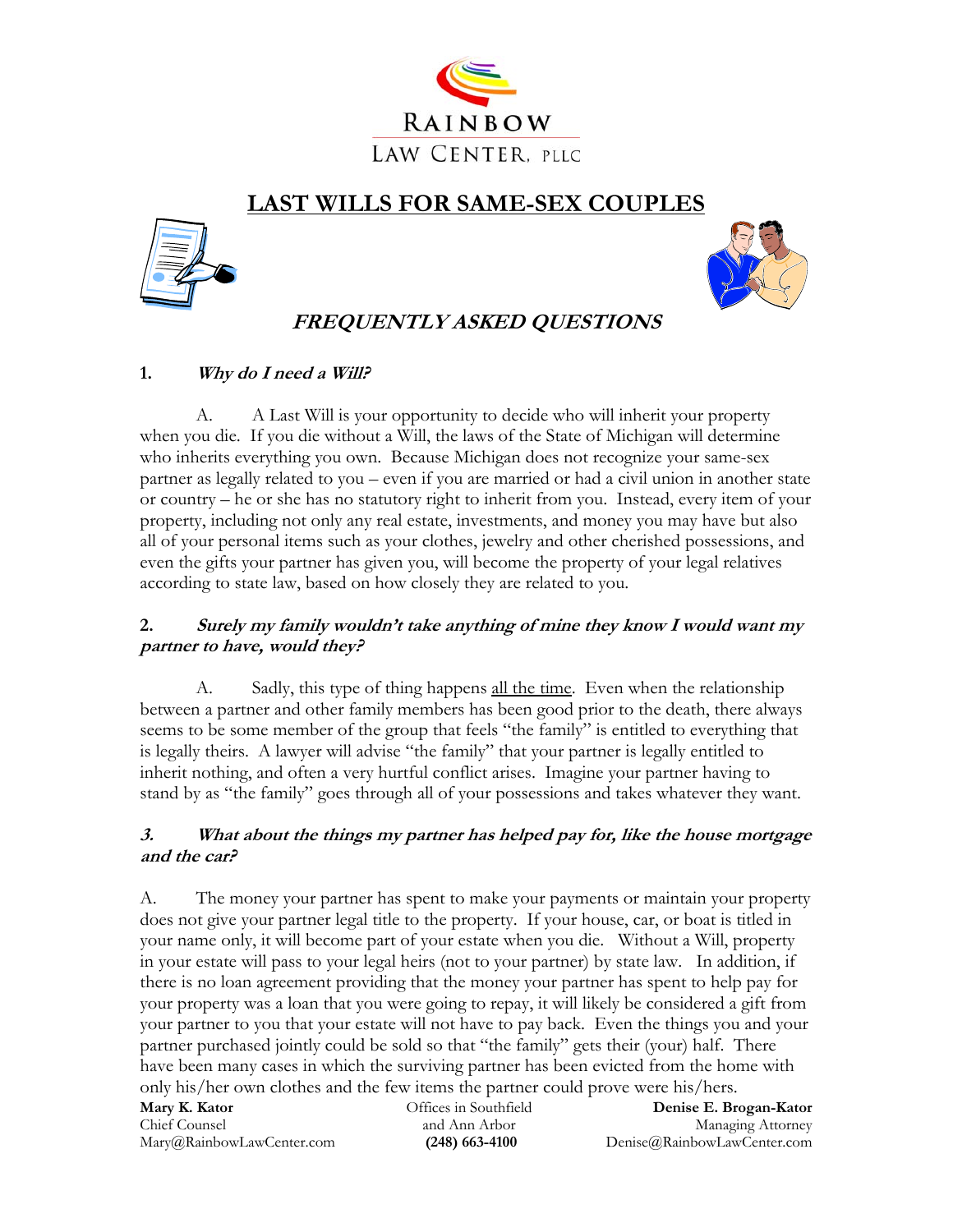RAINBOW LAW CENTER, PLLC

# LAST WILLS FOR SAME-SEX COUPLES

## *FREQUENTLY ASKED QUESTIONS*

### 1. *Why do I need a Will?*

A. A Last Will is your opportunity to decide who will inherit your property when you die. If you die without a Will, the laws of the State of Michigan will determine who inherits everything you own. Because Michigan does not recognize your same-sex partner as legally related to you – even if you are married or had a civil union in another state or country – he or she has no statutory right to inherit from you. Instead, every item of your property, including not only any real estate, investments, and money you may have but also all of your personal items such as your clothes, jewelry and other cherished possessions, and even the gifts your partner has given you, will become the property of your legal relatives according to state law, based on how closely they are related to you.

### 2. *Surely my family wouldn't take anything of mine they know I would want my partner to have, would they?*

A. Sadly, this type of thing happens all the time. Even when the relationship between a partner and other family members has been good prior to the death, there always seems to be some member of the group that feels "the family" is entitled to everything that is legally theirs. A lawyer will advise "the family" that your partner is legally entitled to inherit nothing, and often a very hurtful conflict arises. Imagine your partner having to stand by as "the family" goes through all of your possessions and takes whatever they want.

### 3. *What about the things my partner has helped pay for, like the house mortgage and the car?*

A. The money your partner has spent to make your payments or maintain your property does not give your partner legal title to the property. If your house, car, or boat is titled in your name only, it will become part of your estate when you die. Without a Will, property in your estate will pass to your legal heirs (not to your partner) by state law. In addition, if there is no loan agreement providing that the money your partner has spent to help pay for your property was a loan that you were going to repay, it will likely be considered a gift from your partner to you that your estate will not have to pay back. Even the things you and your partner purchased jointly could be sold so that "the family" gets their (your) half. There have been many cases in which the surviving partner has been evicted from the home with only his/her own clothes and the few items the partner could prove were his/hers.

**Mary K. Kator**
Chief Counsel
Mary@RainbowLawCenter.com

Offices in Southfield
and Ann Arbor
**(248) 663-4100**

**Denise E. Brogan-Kator**
Managing Attorney
Denise@RainbowLawCenter.com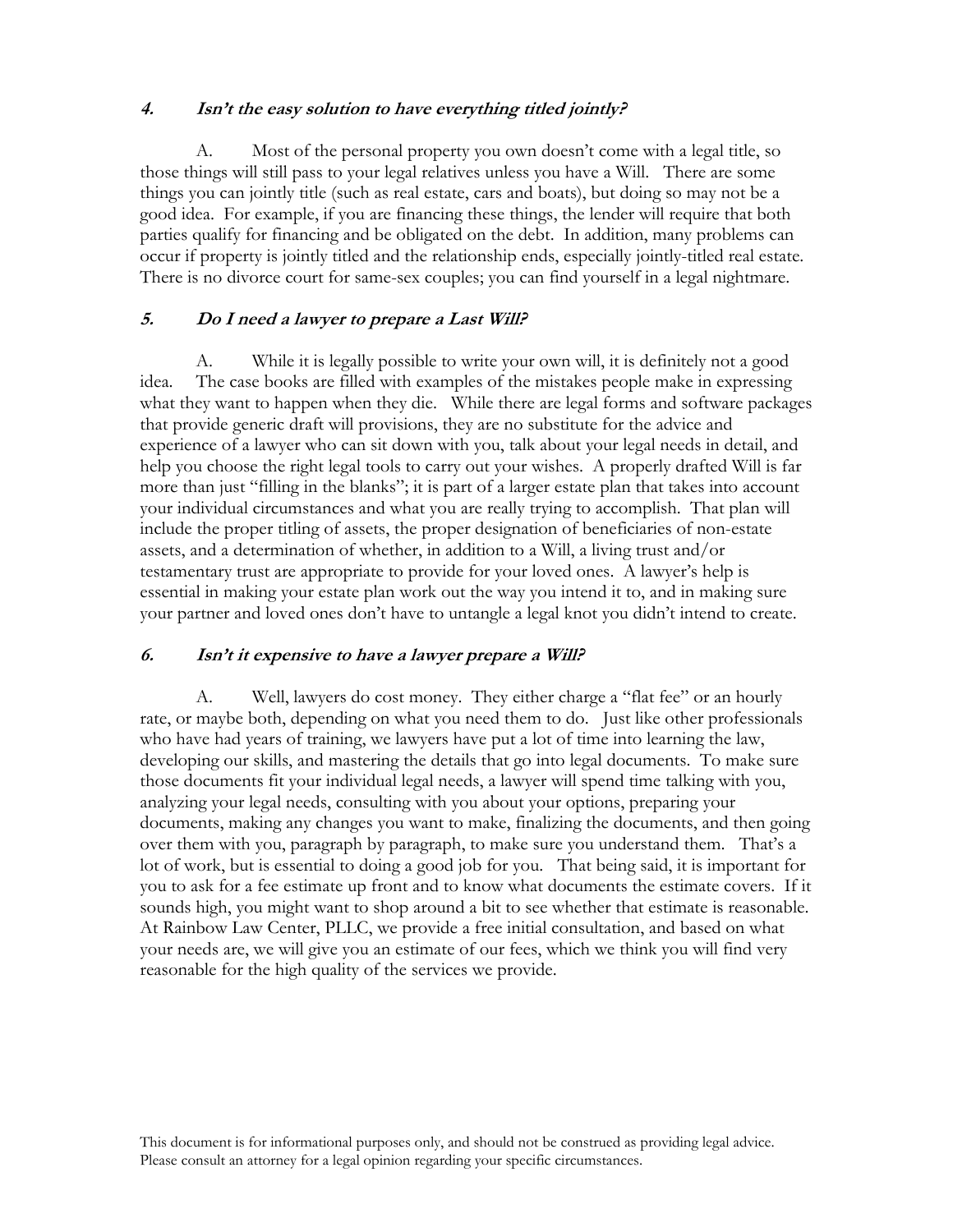### ***4. Isn't the easy solution to have everything titled jointly?***

A. Most of the personal property you own doesn't come with a legal title, so those things will still pass to your legal relatives unless you have a Will. There are some things you can jointly title (such as real estate, cars and boats), but doing so may not be a good idea. For example, if you are financing these things, the lender will require that both parties qualify for financing and be obligated on the debt. In addition, many problems can occur if property is jointly titled and the relationship ends, especially jointly-titled real estate. There is no divorce court for same-sex couples; you can find yourself in a legal nightmare.

### ***5. Do I need a lawyer to prepare a Last Will?***

A. While it is legally possible to write your own will, it is definitely not a good idea. The case books are filled with examples of the mistakes people make in expressing what they want to happen when they die. While there are legal forms and software packages that provide generic draft will provisions, they are no substitute for the advice and experience of a lawyer who can sit down with you, talk about your legal needs in detail, and help you choose the right legal tools to carry out your wishes. A properly drafted Will is far more than just "filling in the blanks"; it is part of a larger estate plan that takes into account your individual circumstances and what you are really trying to accomplish. That plan will include the proper titling of assets, the proper designation of beneficiaries of non-estate assets, and a determination of whether, in addition to a Will, a living trust and/or testamentary trust are appropriate to provide for your loved ones. A lawyer's help is essential in making your estate plan work out the way you intend it to, and in making sure your partner and loved ones don't have to untangle a legal knot you didn't intend to create.

### ***6. Isn't it expensive to have a lawyer prepare a Will?***

A. Well, lawyers do cost money. They either charge a "flat fee" or an hourly rate, or maybe both, depending on what you need them to do. Just like other professionals who have had years of training, we lawyers have put a lot of time into learning the law, developing our skills, and mastering the details that go into legal documents. To make sure those documents fit your individual legal needs, a lawyer will spend time talking with you, analyzing your legal needs, consulting with you about your options, preparing your documents, making any changes you want to make, finalizing the documents, and then going over them with you, paragraph by paragraph, to make sure you understand them. That's a lot of work, but is essential to doing a good job for you. That being said, it is important for you to ask for a fee estimate up front and to know what documents the estimate covers. If it sounds high, you might want to shop around a bit to see whether that estimate is reasonable. At Rainbow Law Center, PLLC, we provide a free initial consultation, and based on what your needs are, we will give you an estimate of our fees, which we think you will find very reasonable for the high quality of the services we provide.

This document is for informational purposes only, and should not be construed as providing legal advice. Please consult an attorney for a legal opinion regarding your specific circumstances.